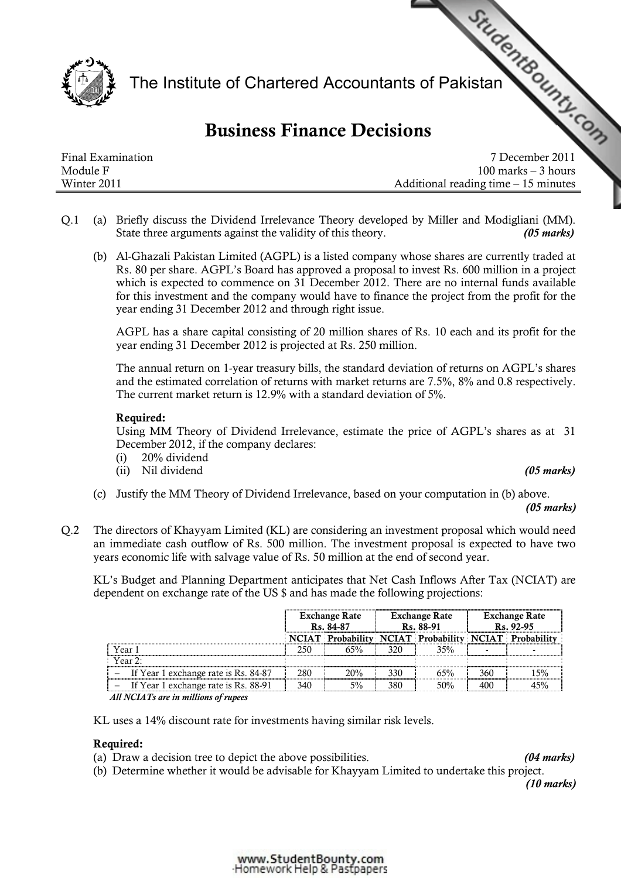# The Institute of Chartered Accountants of Pakistan

## Business Finance Decisions

| | |
|---|---|
| Final Examination | 7 December 2011 |
| Module F | 100 marks – 3 hours |
| Winter 2011 | Additional reading time – 15 minutes |

Q.1 (a) Briefly discuss the Dividend Irrelevance Theory developed by Miller and Modigliani (MM). State three arguments against the validity of this theory. ***(05 marks)***

(b) Al-Ghazali Pakistan Limited (AGPL) is a listed company whose shares are currently traded at Rs. 80 per share. AGPL's Board has approved a proposal to invest Rs. 600 million in a project which is expected to commence on 31 December 2012. There are no internal funds available for this investment and the company would have to finance the project from the profit for the year ending 31 December 2012 and through right issue.

AGPL has a share capital consisting of 20 million shares of Rs. 10 each and its profit for the year ending 31 December 2012 is projected at Rs. 250 million.

The annual return on 1-year treasury bills, the standard deviation of returns on AGPL's shares and the estimated correlation of returns with market returns are 7.5%, 8% and 0.8 respectively. The current market return is 12.9% with a standard deviation of 5%.

**Required:**
Using MM Theory of Dividend Irrelevance, estimate the price of AGPL's shares as at 31 December 2012, if the company declares:
(i) 20% dividend
(ii) Nil dividend ***(05 marks)***

(c) Justify the MM Theory of Dividend Irrelevance, based on your computation in (b) above. ***(05 marks)***

Q.2 The directors of Khayyam Limited (KL) are considering an investment proposal which would need an immediate cash outflow of Rs. 500 million. The investment proposal is expected to have two years economic life with salvage value of Rs. 50 million at the end of second year.

KL's Budget and Planning Department anticipates that Net Cash Inflows After Tax (NCIAT) are dependent on exchange rate of the US $ and has made the following projections:

| | Exchange Rate Rs. 84-87 | | Exchange Rate Rs. 88-91 | | Exchange Rate Rs. 92-95 | |
|---|---|---|---|---|---|---|
| | NCIAT | Probability | NCIAT | Probability | NCIAT | Probability |
| Year 1 | 250 | 65% | 320 | 35% | - | - |
| Year 2: | | | | | | |
| – If Year 1 exchange rate is Rs. 84-87 | 280 | 20% | 330 | 65% | 360 | 15% |
| – If Year 1 exchange rate is Rs. 88-91 | 340 | 5% | 380 | 50% | 400 | 45% |

***All NCIATs are in millions of rupees***

KL uses a 14% discount rate for investments having similar risk levels.

**Required:**
(a) Draw a decision tree to depict the above possibilities. ***(04 marks)***
(b) Determine whether it would be advisable for Khayyam Limited to undertake this project. ***(10 marks)***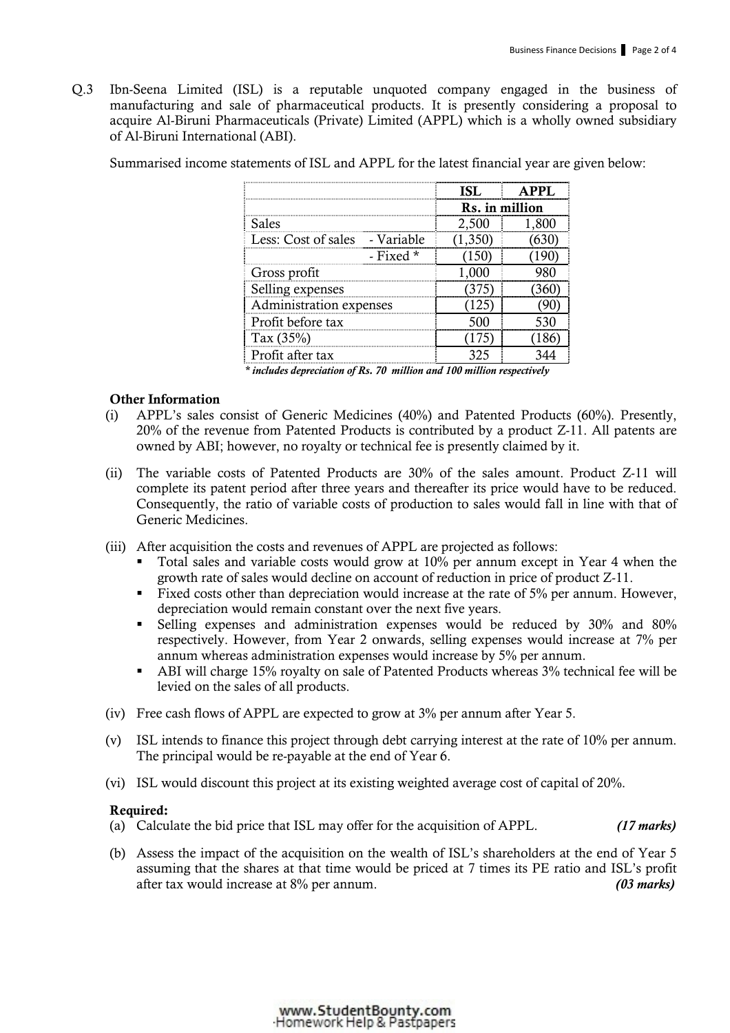Q.3 Ibn-Seena Limited (ISL) is a reputable unquoted company engaged in the business of manufacturing and sale of pharmaceutical products. It is presently considering a proposal to acquire Al-Biruni Pharmaceuticals (Private) Limited (APPL) which is a wholly owned subsidiary of Al-Biruni International (ABI).

Summarised income statements of ISL and APPL for the latest financial year are given below:

| | | ISL | APPL |
|---|---|---|---|
| | | Rs. in million | |
| Sales | | 2,500 | 1,800 |
| Less: Cost of sales | - Variable | (1,350) | (630) |
| | - Fixed * | (150) | (190) |
| Gross profit | | 1,000 | 980 |
| Selling expenses | | (375) | (360) |
| Administration expenses | | (125) | (90) |
| Profit before tax | | 500 | 530 |
| Tax (35%) | | (175) | (186) |
| Profit after tax | | 325 | 344 |

*** includes depreciation of Rs. 70 million and 100 million respectively**

**Other Information**

(i) APPL's sales consist of Generic Medicines (40%) and Patented Products (60%). Presently, 20% of the revenue from Patented Products is contributed by a product Z-11. All patents are owned by ABI; however, no royalty or technical fee is presently claimed by it.

(ii) The variable costs of Patented Products are 30% of the sales amount. Product Z-11 will complete its patent period after three years and thereafter its price would have to be reduced. Consequently, the ratio of variable costs of production to sales would fall in line with that of Generic Medicines.

(iii) After acquisition the costs and revenues of APPL are projected as follows:
- Total sales and variable costs would grow at 10% per annum except in Year 4 when the growth rate of sales would decline on account of reduction in price of product Z-11.
- Fixed costs other than depreciation would increase at the rate of 5% per annum. However, depreciation would remain constant over the next five years.
- Selling expenses and administration expenses would be reduced by 30% and 80% respectively. However, from Year 2 onwards, selling expenses would increase at 7% per annum whereas administration expenses would increase by 5% per annum.
- ABI will charge 15% royalty on sale of Patented Products whereas 3% technical fee will be levied on the sales of all products.

(iv) Free cash flows of APPL are expected to grow at 3% per annum after Year 5.

(v) ISL intends to finance this project through debt carrying interest at the rate of 10% per annum. The principal would be re-payable at the end of Year 6.

(vi) ISL would discount this project at its existing weighted average cost of capital of 20%.

**Required:**

(a) Calculate the bid price that ISL may offer for the acquisition of APPL. *(17 marks)*

(b) Assess the impact of the acquisition on the wealth of ISL's shareholders at the end of Year 5 assuming that the shares at that time would be priced at 7 times its PE ratio and ISL's profit after tax would increase at 8% per annum. *(03 marks)*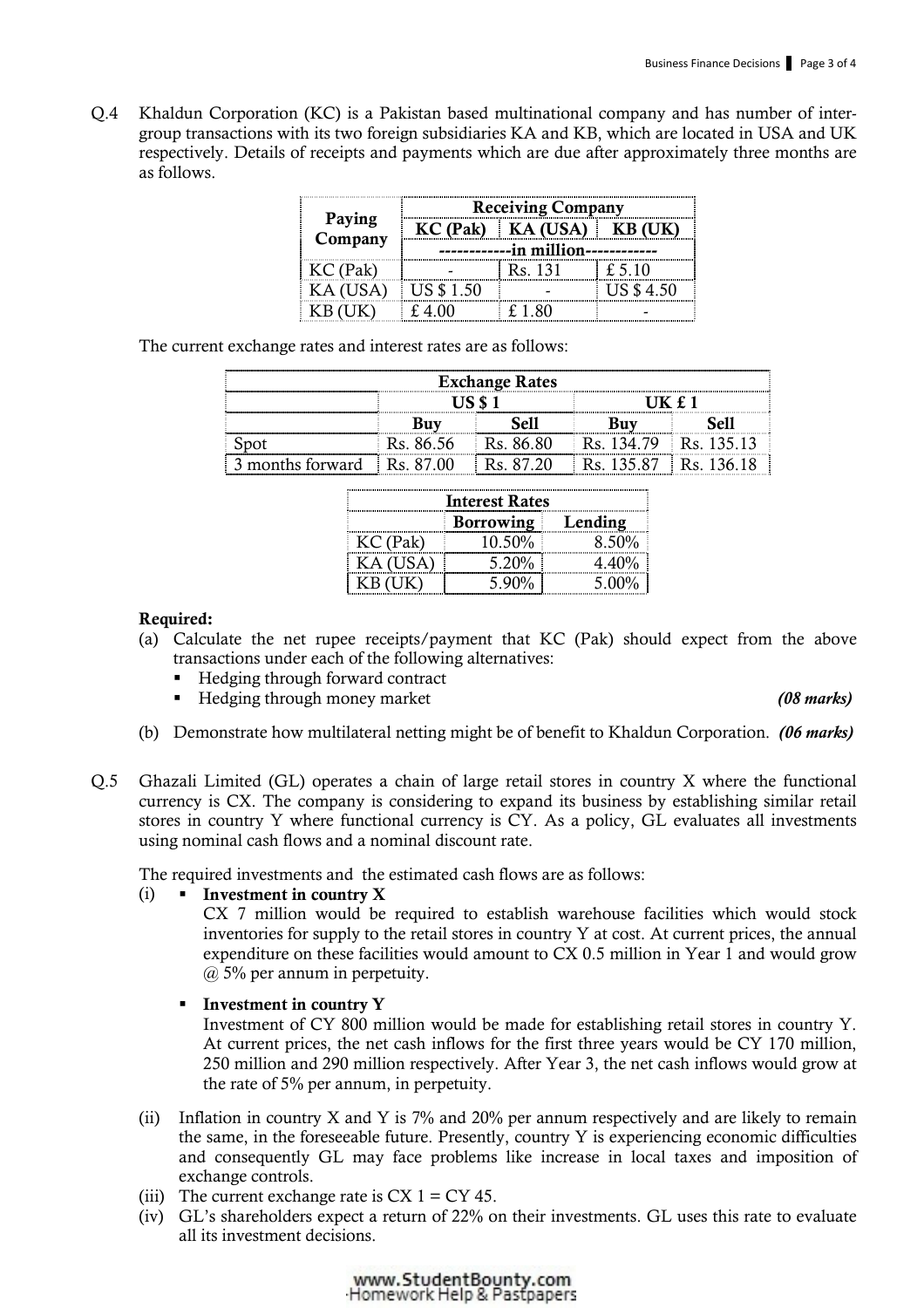Q.4 Khaldun Corporation (KC) is a Pakistan based multinational company and has number of inter-group transactions with its two foreign subsidiaries KA and KB, which are located in USA and UK respectively. Details of receipts and payments which are due after approximately three months are as follows.

| Paying Company | Receiving Company | | |
|---|---|---|---|
| | KC (Pak) | KA (USA) | KB (UK) |
| | ------------in million------------ | | |
| KC (Pak) | - | Rs. 131 | £ 5.10 |
| KA (USA) | US $ 1.50 | - | US $ 4.50 |
| KB (UK) | £ 4.00 | £ 1.80 | - |

The current exchange rates and interest rates are as follows:

| | Exchange Rates | | | |
|---|---|---|---|---|
| | US $ 1 | | UK £ 1 | |
| | Buy | Sell | Buy | Sell |
| Spot | Rs. 86.56 | Rs. 86.80 | Rs. 134.79 | Rs. 135.13 |
| 3 months forward | Rs. 87.00 | Rs. 87.20 | Rs. 135.87 | Rs. 136.18 |

| | Interest Rates | |
|---|---|---|
| | Borrowing | Lending |
| KC (Pak) | 10.50% | 8.50% |
| KA (USA) | 5.20% | 4.40% |
| KB (UK) | 5.90% | 5.00% |

**Required:**

(a) Calculate the net rupee receipts/payment that KC (Pak) should expect from the above transactions under each of the following alternatives:
- Hedging through forward contract
- Hedging through money market *(08 marks)*

(b) Demonstrate how multilateral netting might be of benefit to Khaldun Corporation. *(06 marks)*

Q.5 Ghazali Limited (GL) operates a chain of large retail stores in country X where the functional currency is CX. The company is considering to expand its business by establishing similar retail stores in country Y where functional currency is CY. As a policy, GL evaluates all investments using nominal cash flows and a nominal discount rate.

The required investments and the estimated cash flows are as follows:

(i)
- **Investment in country X**
  CX 7 million would be required to establish warehouse facilities which would stock inventories for supply to the retail stores in country Y at cost. At current prices, the annual expenditure on these facilities would amount to CX 0.5 million in Year 1 and would grow @ 5% per annum in perpetuity.
- **Investment in country Y**
  Investment of CY 800 million would be made for establishing retail stores in country Y. At current prices, the net cash inflows for the first three years would be CY 170 million, 250 million and 290 million respectively. After Year 3, the net cash inflows would grow at the rate of 5% per annum, in perpetuity.

(ii) Inflation in country X and Y is 7% and 20% per annum respectively and are likely to remain the same, in the foreseeable future. Presently, country Y is experiencing economic difficulties and consequently GL may face problems like increase in local taxes and imposition of exchange controls.

(iii) The current exchange rate is CX 1 = CY 45.

(iv) GL's shareholders expect a return of 22% on their investments. GL uses this rate to evaluate all its investment decisions.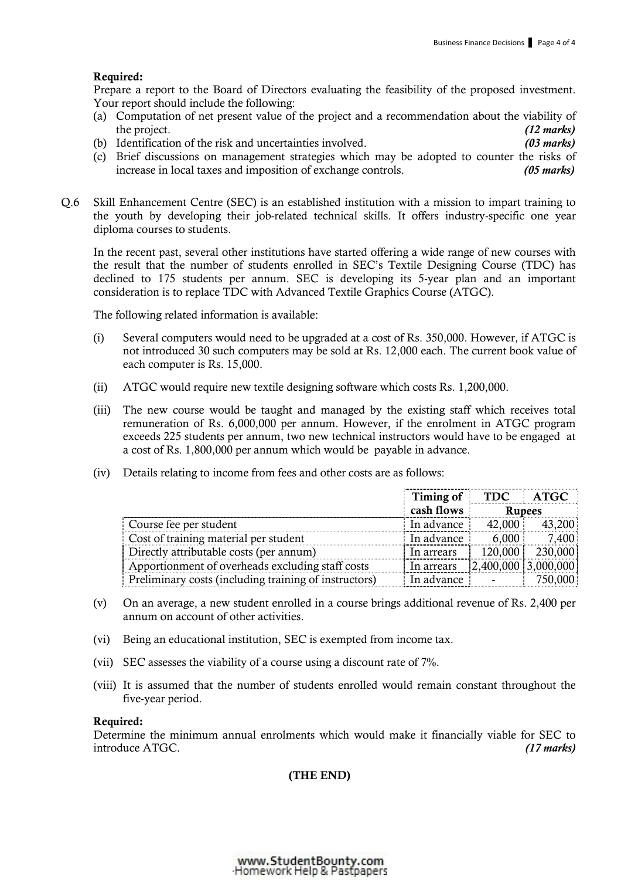**Required:**

Prepare a report to the Board of Directors evaluating the feasibility of the proposed investment. Your report should include the following:

(a) Computation of net present value of the project and a recommendation about the viability of the project. *(12 marks)*

(b) Identification of the risk and uncertainties involved. *(03 marks)*

(c) Brief discussions on management strategies which may be adopted to counter the risks of increase in local taxes and imposition of exchange controls. *(05 marks)*

Q.6 Skill Enhancement Centre (SEC) is an established institution with a mission to impart training to the youth by developing their job-related technical skills. It offers industry-specific one year diploma courses to students.

In the recent past, several other institutions have started offering a wide range of new courses with the result that the number of students enrolled in SEC's Textile Designing Course (TDC) has declined to 175 students per annum. SEC is developing its 5-year plan and an important consideration is to replace TDC with Advanced Textile Graphics Course (ATGC).

The following related information is available:

(i) Several computers would need to be upgraded at a cost of Rs. 350,000. However, if ATGC is not introduced 30 such computers may be sold at Rs. 12,000 each. The current book value of each computer is Rs. 15,000.

(ii) ATGC would require new textile designing software which costs Rs. 1,200,000.

(iii) The new course would be taught and managed by the existing staff which receives total remuneration of Rs. 6,000,000 per annum. However, if the enrolment in ATGC program exceeds 225 students per annum, two new technical instructors would have to be engaged at a cost of Rs. 1,800,000 per annum which would be payable in advance.

(iv) Details relating to income from fees and other costs are as follows:

| | Timing of cash flows | TDC | ATGC |
|---|---|---|---|
| | | Rupees | |
| Course fee per student | In advance | 42,000 | 43,200 |
| Cost of training material per student | In advance | 6,000 | 7,400 |
| Directly attributable costs (per annum) | In arrears | 120,000 | 230,000 |
| Apportionment of overheads excluding staff costs | In arrears | 2,400,000 | 3,000,000 |
| Preliminary costs (including training of instructors) | In advance | - | 750,000 |

(v) On an average, a new student enrolled in a course brings additional revenue of Rs. 2,400 per annum on account of other activities.

(vi) Being an educational institution, SEC is exempted from income tax.

(vii) SEC assesses the viability of a course using a discount rate of 7%.

(viii) It is assumed that the number of students enrolled would remain constant throughout the five-year period.

**Required:**

Determine the minimum annual enrolments which would make it financially viable for SEC to introduce ATGC. *(17 marks)*

**(THE END)**